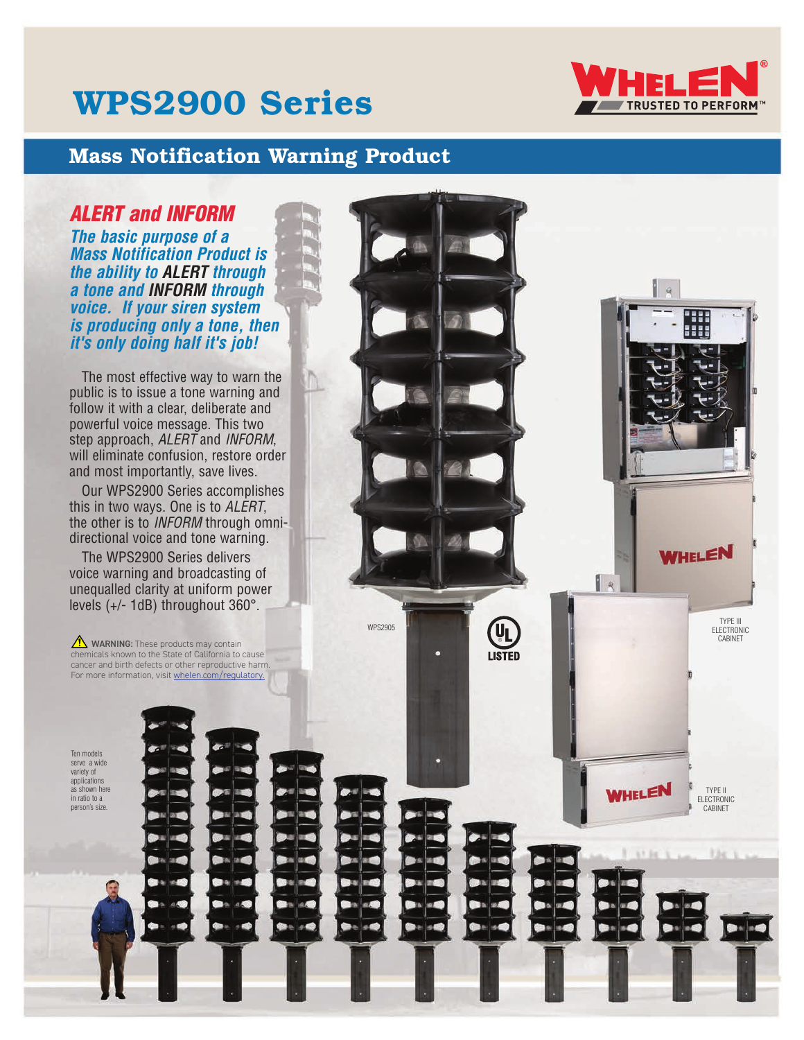# WPS2900 Series

WHELEN® TRUSTED TO PERFORM™

## Mass Notification Warning Product

### *ALERT and INFORM*

***The basic purpose of a Mass Notification Product is the ability to ALERT through a tone and INFORM through voice. If your siren system is producing only a tone, then it's only doing half it's job!***

The most effective way to warn the public is to issue a tone warning and follow it with a clear, deliberate and powerful voice message. This two step approach, *ALERT* and *INFORM*, will eliminate confusion, restore order and most importantly, save lives.

Our WPS2900 Series accomplishes this in two ways. One is to *ALERT*, the other is to *INFORM* through omni-directional voice and tone warning.

The WPS2900 Series delivers voice warning and broadcasting of unequalled clarity at uniform power levels (+/- 1dB) throughout 360°.

⚠ **WARNING:** These products may contain chemicals known to the State of California to cause cancer and birth defects or other reproductive harm. For more information, visit whelen.com/regulatory.

WPS2905

UL LISTED

TYPE III ELECTRONIC CABINET

TYPE II ELECTRONIC CABINET

Ten models serve a wide variety of applications as shown here in ratio to a person's size.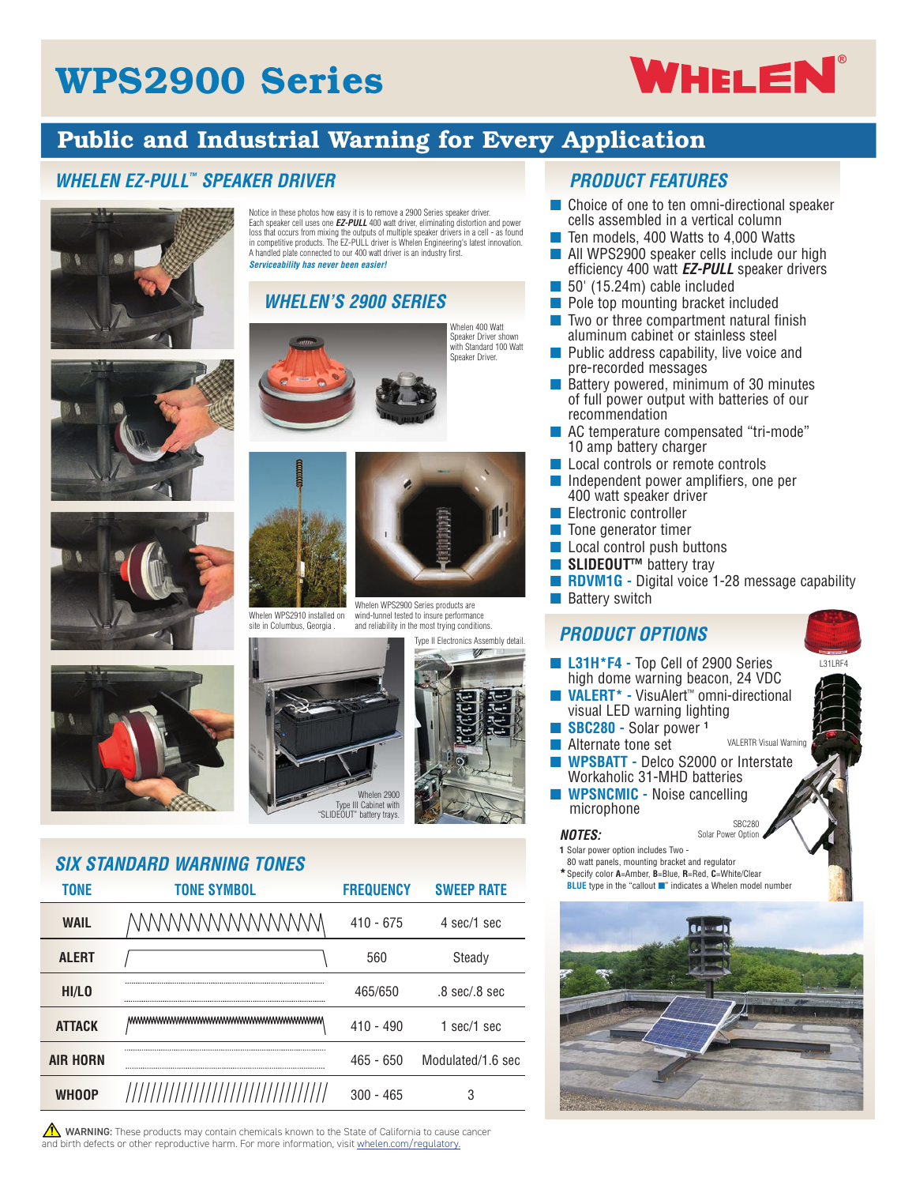# WPS2900 Series

## Public and Industrial Warning for Every Application

### WHELEN EZ-PULL™ SPEAKER DRIVER

Notice in these photos how easy it is to remove a 2900 Series speaker driver. Each speaker cell uses one ***EZ-PULL*** 400 watt driver, eliminating distortion and power loss that occurs from mixing the outputs of multiple speaker drivers in a cell - as found in competitive products. The EZ-PULL driver is Whelen Engineering's latest innovation. A handled plate connected to our 400 watt driver is an industry first. ***Serviceability has never been easier!***

### WHELEN'S 2900 SERIES

Whelen 400 Watt Speaker Driver shown with Standard 100 Watt Speaker Driver.

Whelen WPS2910 installed on site in Columbus, Georgia .

Whelen WPS2900 Series products are wind-tunnel tested to insure performance and reliability in the most trying conditions.

Type II Electronics Assembly detail.

Whelen 2900 Type III Cabinet with "SLIDEOUT" battery trays.

### SIX STANDARD WARNING TONES

| TONE | TONE SYMBOL | FREQUENCY | SWEEP RATE |
|---|---|---|---|
| WAIL | | 410 - 675 | 4 sec/1 sec |
| ALERT | | 560 | Steady |
| HI/LO | | 465/650 | .8 sec/.8 sec |
| ATTACK | | 410 - 490 | 1 sec/1 sec |
| AIR HORN | | 465 - 650 | Modulated/1.6 sec |
| WHOOP | | 300 - 465 | 3 |

### PRODUCT FEATURES

- Choice of one to ten omni-directional speaker cells assembled in a vertical column
- Ten models, 400 Watts to 4,000 Watts
- All WPS2900 speaker cells include our high efficiency 400 watt ***EZ-PULL*** speaker drivers
- 50' (15.24m) cable included
- Pole top mounting bracket included
- Two or three compartment natural finish aluminum cabinet or stainless steel
- Public address capability, live voice and pre-recorded messages
- Battery powered, minimum of 30 minutes of full power output with batteries of our recommendation
- AC temperature compensated "tri-mode" 10 amp battery charger
- Local controls or remote controls
- Independent power amplifiers, one per 400 watt speaker driver
- Electronic controller
- Tone generator timer
- Local control push buttons
- **SLIDEOUT™** battery tray
- **RDVM1G** - Digital voice 1-28 message capability
- Battery switch

### PRODUCT OPTIONS

- **L31H*F4** - Top Cell of 2900 Series high dome warning beacon, 24 VDC
- **VALERT*** - VisuAlert™ omni-directional visual LED warning lighting
- **SBC280** - Solar power [1]
- Alternate tone set
- **WPSBATT** - Delco S2000 or Interstate Workaholic 31-MHD batteries
- **WPSNCMIC** - Noise cancelling microphone

L31LRF4

VALERTR Visual Warning

SBC280 Solar Power Option

#### NOTES:

1 Solar power option includes Two - 80 watt panels, mounting bracket and regulator

* Specify color **A**=Amber, **B**=Blue, **R**=Red, **C**=White/Clear

**BLUE** type in the "callout ■" indicates a Whelen model number

⚠ **WARNING:** These products may contain chemicals known to the State of California to cause cancer and birth defects or other reproductive harm. For more information, visit whelen.com/regulatory.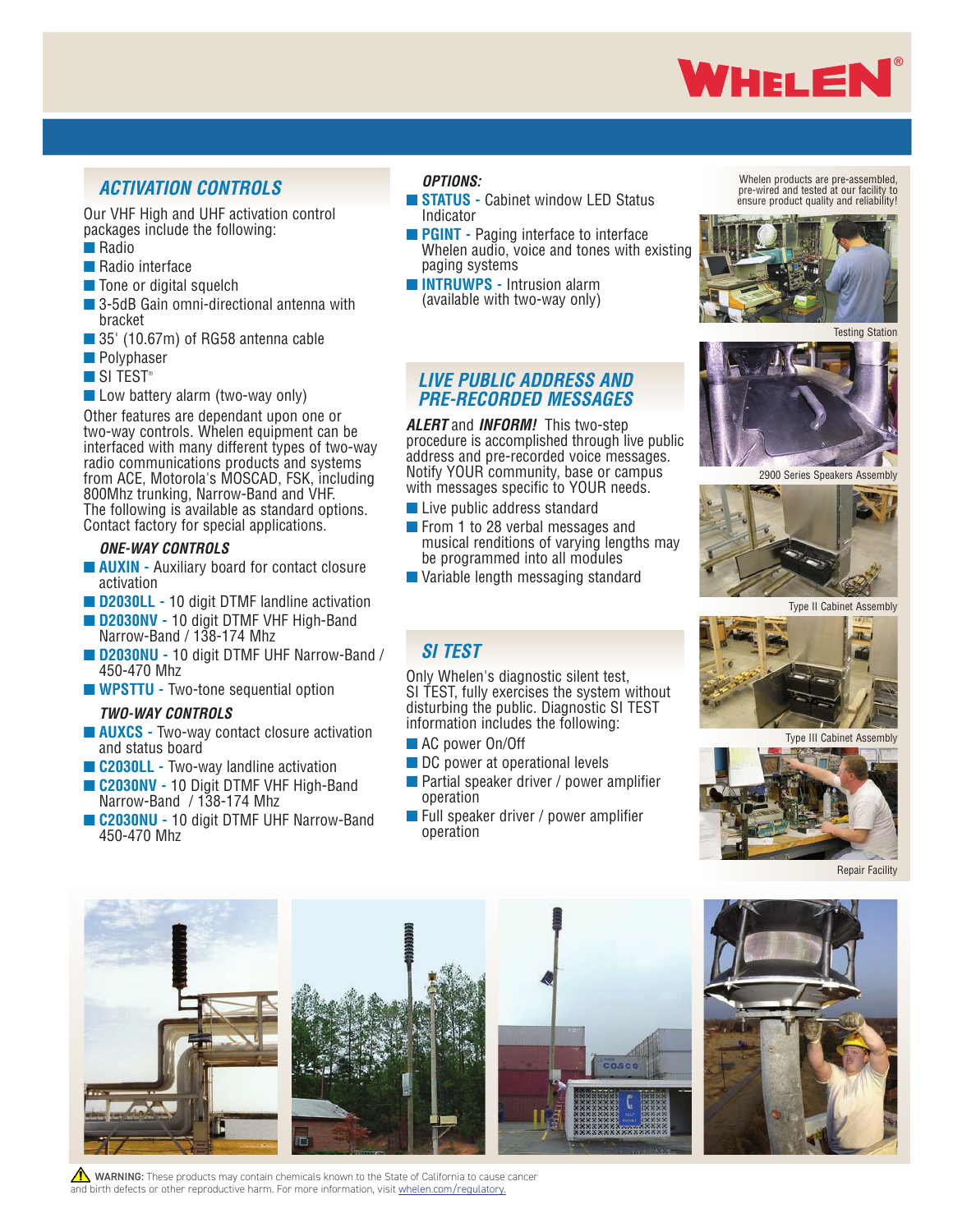## ACTIVATION CONTROLS

Our VHF High and UHF activation control packages include the following:

- Radio
- Radio interface
- Tone or digital squelch
- 3-5dB Gain omni-directional antenna with bracket
- 35' (10.67m) of RG58 antenna cable
- Polyphaser
- SI TEST®
- Low battery alarm (two-way only)

Other features are dependant upon one or two-way controls. Whelen equipment can be interfaced with many different types of two-way radio communications products and systems from ACE, Motorola's MOSCAD, FSK, including 800Mhz trunking, Narrow-Band and VHF. The following is available as standard options. Contact factory for special applications.

### ONE-WAY CONTROLS

- **AUXIN -** Auxiliary board for contact closure activation
- **D2030LL -** 10 digit DTMF landline activation
- **D2030NV -** 10 digit DTMF VHF High-Band Narrow-Band / 138-174 Mhz
- **D2030NU -** 10 digit DTMF UHF Narrow-Band / 450-470 Mhz
- **WPSTTU -** Two-tone sequential option

### TWO-WAY CONTROLS

- **AUXCS -** Two-way contact closure activation and status board
- **C2030LL -** Two-way landline activation
- **C2030NV -** 10 Digit DTMF VHF High-Band Narrow-Band / 138-174 Mhz
- **C2030NU -** 10 digit DTMF UHF Narrow-Band 450-470 Mhz

### OPTIONS:

- **STATUS -** Cabinet window LED Status Indicator
- **PGINT -** Paging interface to interface Whelen audio, voice and tones with existing paging systems
- **INTRUWPS -** Intrusion alarm (available with two-way only)

## LIVE PUBLIC ADDRESS AND PRE-RECORDED MESSAGES

***ALERT*** and ***INFORM!*** This two-step procedure is accomplished through live public address and pre-recorded voice messages. Notify YOUR community, base or campus with messages specific to YOUR needs.

- Live public address standard
- From 1 to 28 verbal messages and musical renditions of varying lengths may be programmed into all modules
- Variable length messaging standard

## SI TEST

Only Whelen's diagnostic silent test, SI TEST, fully exercises the system without disturbing the public. Diagnostic SI TEST information includes the following:

- AC power On/Off
- DC power at operational levels
- Partial speaker driver / power amplifier operation
- Full speaker driver / power amplifier operation

Whelen products are pre-assembled, pre-wired and tested at our facility to ensure product quality and reliability!

Testing Station

2900 Series Speakers Assembly

Type II Cabinet Assembly

Type III Cabinet Assembly

Repair Facility

**WARNING:** These products may contain chemicals known to the State of California to cause cancer and birth defects or other reproductive harm. For more information, visit whelen.com/regulatory.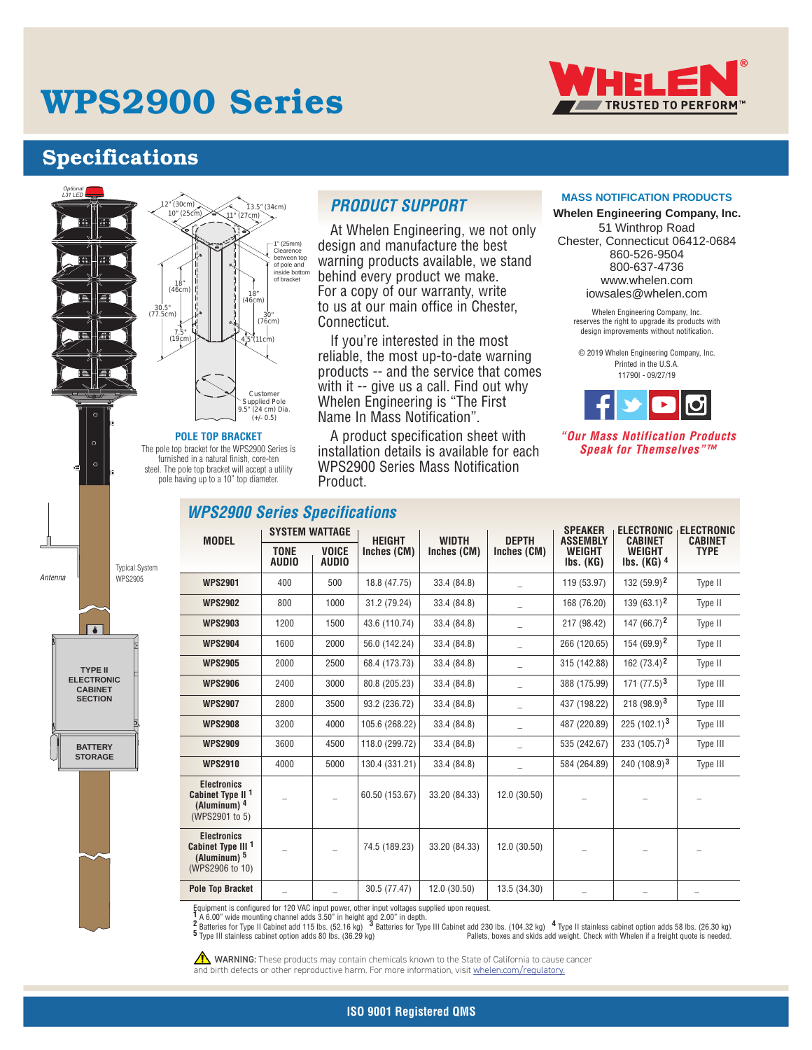# WPS2900 Series

WHELEN® TRUSTED TO PERFORM™

## Specifications

Optional L31 LED

12" (30cm)
10" (25cm)
13.5" (34cm)
11" (27cm)
1" (25mm) Clearance between top of pole and inside bottom of bracket
18" (46cm)
30.5" (77.5cm)
18" (46cm)
30" (76cm)
7.5" (19cm)
4.5" (11cm)
Customer Supplied Pole 9.5" (24 cm) Dia. (+/- 0.5)

### POLE TOP BRACKET

The pole top bracket for the WPS2900 Series is furnished in a natural finish, core-ten steel. The pole top bracket will accept a utility pole having up to a 10" top diameter.

Antenna

Typical System WPS2905

TYPE II ELECTRONIC CABINET SECTION

BATTERY STORAGE

### PRODUCT SUPPORT

At Whelen Engineering, we not only design and manufacture the best warning products available, we stand behind every product we make. For a copy of our warranty, write to us at our main office in Chester, Connecticut.

If you're interested in the most reliable, the most up-to-date warning products -- and the service that comes with it -- give us a call. Find out why Whelen Engineering is "The First Name In Mass Notification".

A product specification sheet with installation details is available for each WPS2900 Series Mass Notification Product.

### MASS NOTIFICATION PRODUCTS

**Whelen Engineering Company, Inc.**
51 Winthrop Road
Chester, Connecticut 06412-0684
860-526-9504
800-637-4736
www.whelen.com
iowsales@whelen.com

Whelen Engineering Company, Inc. reserves the right to upgrade its products with design improvements without notification.

© 2019 Whelen Engineering Company, Inc.
Printed in the U.S.A.
11790I - 09/27/19

*"Our Mass Notification Products Speak for Themselves"™*

### WPS2900 Series Specifications

| MODEL | SYSTEM WATTAGE | | HEIGHT Inches (CM) | WIDTH Inches (CM) | DEPTH Inches (CM) | SPEAKER ASSEMBLY WEIGHT lbs. (KG) | ELECTRONIC CABINET WEIGHT lbs. (KG) [4] | ELECTRONIC CABINET TYPE |
|---|---|---|---|---|---|---|---|---|
| | TONE AUDIO | VOICE AUDIO | | | | | | |
| **WPS2901** | 400 | 500 | 18.8 (47.75) | 33.4 (84.8) | _ | 119 (53.97) | 132 (59.9)[2] | Type II |
| **WPS2902** | 800 | 1000 | 31.2 (79.24) | 33.4 (84.8) | _ | 168 (76.20) | 139 (63.1)[2] | Type II |
| **WPS2903** | 1200 | 1500 | 43.6 (110.74) | 33.4 (84.8) | _ | 217 (98.42) | 147 (66.7)[2] | Type II |
| **WPS2904** | 1600 | 2000 | 56.0 (142.24) | 33.4 (84.8) | _ | 266 (120.65) | 154 (69.9)[2] | Type II |
| **WPS2905** | 2000 | 2500 | 68.4 (173.73) | 33.4 (84.8) | _ | 315 (142.88) | 162 (73.4)[2] | Type II |
| **WPS2906** | 2400 | 3000 | 80.8 (205.23) | 33.4 (84.8) | _ | 388 (175.99) | 171 (77.5)[3] | Type III |
| **WPS2907** | 2800 | 3500 | 93.2 (236.72) | 33.4 (84.8) | _ | 437 (198.22) | 218 (98.9)[3] | Type III |
| **WPS2908** | 3200 | 4000 | 105.6 (268.22) | 33.4 (84.8) | _ | 487 (220.89) | 225 (102.1)[3] | Type III |
| **WPS2909** | 3600 | 4500 | 118.0 (299.72) | 33.4 (84.8) | _ | 535 (242.67) | 233 (105.7)[3] | Type III |
| **WPS2910** | 4000 | 5000 | 130.4 (331.21) | 33.4 (84.8) | _ | 584 (264.89) | 240 (108.9)[3] | Type III |
| **Electronics Cabinet Type II [1] (Aluminum) [4]** (WPS2901 to 5) | _ | _ | 60.50 (153.67) | 33.20 (84.33) | 12.0 (30.50) | _ | _ | _ |
| **Electronics Cabinet Type III [1] (Aluminum) [5]** (WPS2906 to 10) | _ | _ | 74.5 (189.23) | 33.20 (84.33) | 12.0 (30.50) | _ | _ | _ |
| **Pole Top Bracket** | _ | _ | 30.5 (77.47) | 12.0 (30.50) | 13.5 (34.30) | _ | _ | _ |

Equipment is configured for 120 VAC input power, other input voltages supplied upon request.
[1] A 6.00" wide mounting channel adds 3.50" in height and 2.00" in depth.
[2] Batteries for Type II Cabinet add 115 lbs. (52.16 kg) [3] Batteries for Type III Cabinet add 230 lbs. (104.32 kg) [4] Type II stainless cabinet option adds 58 lbs. (26.30 kg)
[5] Type III stainless cabinet option adds 80 lbs. (36.29 kg) Pallets, boxes and skids add weight. Check with Whelen if a freight quote is needed.

**WARNING:** These products may contain chemicals known to the State of California to cause cancer and birth defects or other reproductive harm. For more information, visit whelen.com/regulatory.

**ISO 9001 Registered QMS**